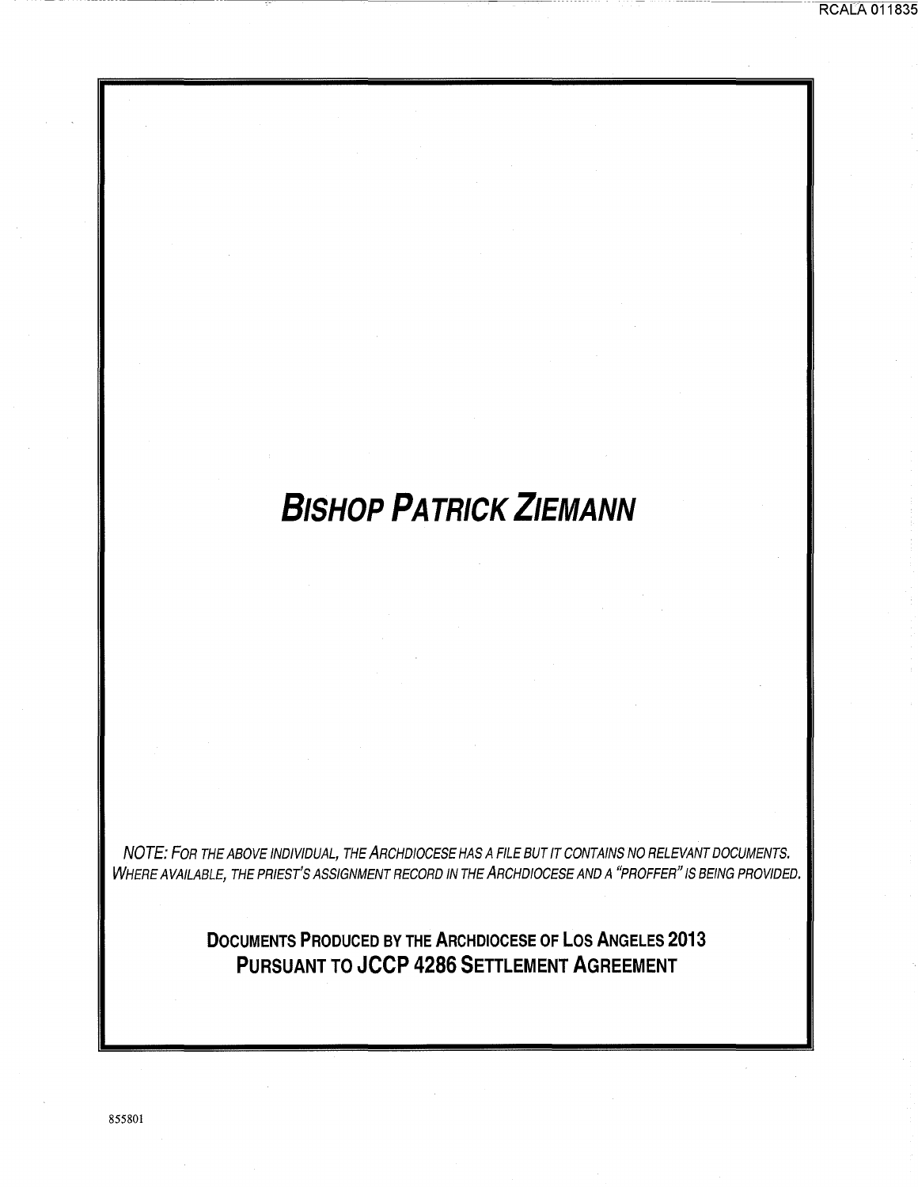# *Bishop Patrick Ziemann*

*NOTE: For the above individual, the Archdiocese has a file but it contains no relevant documents. Where available, the priest's assignment record in the Archdiocese and a "proffer" is being provided.*

**Documents Produced by the Archdiocese of Los Angeles 2013**
**Pursuant to JCCP 4286 Settlement Agreement**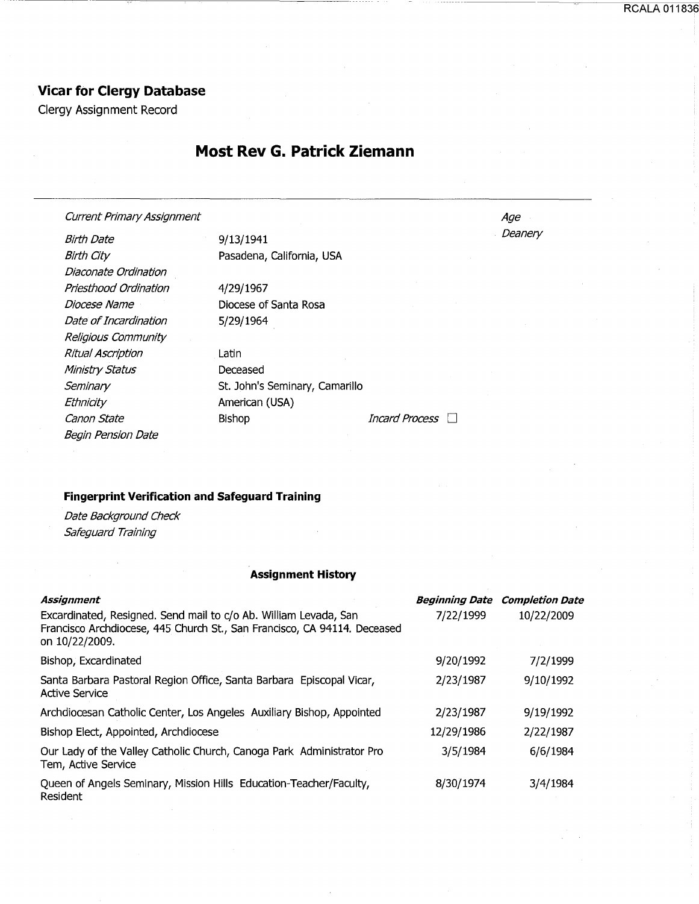## Vicar for Clergy Database

Clergy Assignment Record

# Most Rev G. Patrick Ziemann

| | | | |
|---|---|---|---|
| *Current Primary Assignment* | | | *Age* |
| *Birth Date* | 9/13/1941 | | *Deanery* |
| *Birth City* | Pasadena, California, USA | | |
| *Diaconate Ordination* | | | |
| *Priesthood Ordination* | 4/29/1967 | | |
| *Diocese Name* | Diocese of Santa Rosa | | |
| *Date of Incardination* | 5/29/1964 | | |
| *Religious Community* | | | |
| *Ritual Ascription* | Latin | | |
| *Ministry Status* | Deceased | | |
| *Seminary* | St. John's Seminary, Camarillo | | |
| *Ethnicity* | American (USA) | | |
| *Canon State* | Bishop | *Incard Process* ☐ | |
| *Begin Pension Date* | | | |

### Fingerprint Verification and Safeguard Training

*Date Background Check*

*Safeguard Training*

### Assignment History

| *Assignment* | *Beginning Date* | *Completion Date* |
|---|---|---|
| Excardinated, Resigned. Send mail to c/o Ab. William Levada, San Francisco Archdiocese, 445 Church St., San Francisco, CA 94114. Deceased on 10/22/2009. | 7/22/1999 | 10/22/2009 |
| Bishop, Excardinated | 9/20/1992 | 7/2/1999 |
| Santa Barbara Pastoral Region Office, Santa Barbara Episcopal Vicar, Active Service | 2/23/1987 | 9/10/1992 |
| Archdiocesan Catholic Center, Los Angeles Auxiliary Bishop, Appointed | 2/23/1987 | 9/19/1992 |
| Bishop Elect, Appointed, Archdiocese | 12/29/1986 | 2/22/1987 |
| Our Lady of the Valley Catholic Church, Canoga Park Administrator Pro Tem, Active Service | 3/5/1984 | 6/6/1984 |
| Queen of Angels Seminary, Mission Hills Education-Teacher/Faculty, Resident | 8/30/1974 | 3/4/1984 |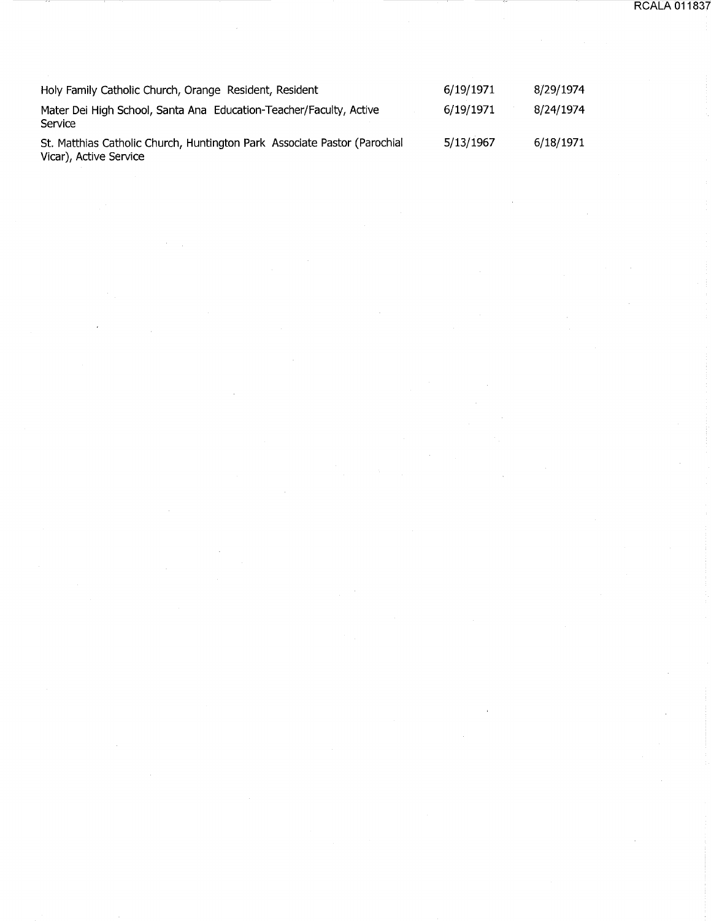| | | |
|---|---|---|
| Holy Family Catholic Church, Orange Resident, Resident | 6/19/1971 | 8/29/1974 |
| Mater Dei High School, Santa Ana Education-Teacher/Faculty, Active Service | 6/19/1971 | 8/24/1974 |
| St. Matthias Catholic Church, Huntington Park Associate Pastor (Parochial Vicar), Active Service | 5/13/1967 | 6/18/1971 |